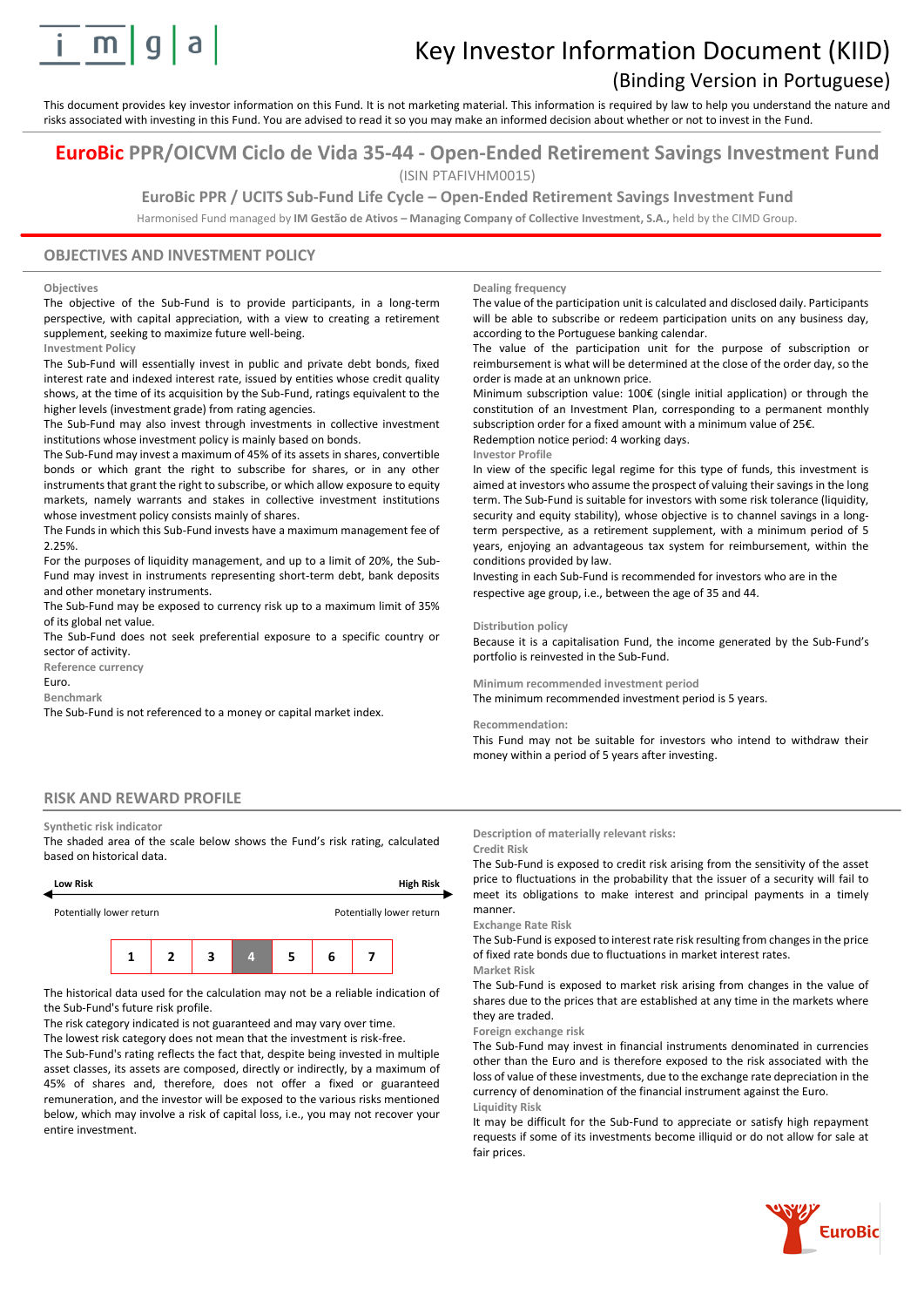# Key Investor Information Document (KIID)

## (Binding Version in Portuguese)

This document provides key investor information on this Fund. It is not marketing material. This information is required by law to help you understand the nature and risks associated with investing in this Fund. You are advised to read it so you may make an informed decision about whether or not to invest in the Fund.

## EuroBic PPR/OICVM Ciclo de Vida 35-44 - Open-Ended Retirement Savings Investment Fund

(ISIN PTAFIVHM0015)

### EuroBic PPR / UCITS Sub-Fund Life Cycle – Open-Ended Retirement Savings Investment Fund

Harmonised Fund managed by **IM Gestão de Ativos – Managing Company of Collective Investment, S.A.,** held by the CIMD Group.

## OBJECTIVES AND INVESTMENT POLICY

**Objectives**

The objective of the Sub-Fund is to provide participants, in a long-term perspective, with capital appreciation, with a view to creating a retirement supplement, seeking to maximize future well-being.

**Investment Policy**

The Sub-Fund will essentially invest in public and private debt bonds, fixed interest rate and indexed interest rate, issued by entities whose credit quality shows, at the time of its acquisition by the Sub-Fund, ratings equivalent to the higher levels (investment grade) from rating agencies.

The Sub-Fund may also invest through investments in collective investment institutions whose investment policy is mainly based on bonds.

The Sub-Fund may invest a maximum of 45% of its assets in shares, convertible bonds or which grant the right to subscribe for shares, or in any other instruments that grant the right to subscribe, or which allow exposure to equity markets, namely warrants and stakes in collective investment institutions whose investment policy consists mainly of shares.

The Funds in which this Sub-Fund invests have a maximum management fee of 2.25%.

For the purposes of liquidity management, and up to a limit of 20%, the Sub-Fund may invest in instruments representing short-term debt, bank deposits and other monetary instruments.

The Sub-Fund may be exposed to currency risk up to a maximum limit of 35% of its global net value.

The Sub-Fund does not seek preferential exposure to a specific country or sector of activity.

**Reference currency**

Euro.

**Benchmark**

The Sub-Fund is not referenced to a money or capital market index.

**Dealing frequency**

The value of the participation unit is calculated and disclosed daily. Participants will be able to subscribe or redeem participation units on any business day, according to the Portuguese banking calendar.

The value of the participation unit for the purpose of subscription or reimbursement is what will be determined at the close of the order day, so the order is made at an unknown price.

Minimum subscription value: 100€ (single initial application) or through the constitution of an Investment Plan, corresponding to a permanent monthly subscription order for a fixed amount with a minimum value of 25€.

Redemption notice period: 4 working days.

**Investor Profile**

In view of the specific legal regime for this type of funds, this investment is aimed at investors who assume the prospect of valuing their savings in the long term. The Sub-Fund is suitable for investors with some risk tolerance (liquidity, security and equity stability), whose objective is to channel savings in a long-term perspective, as a retirement supplement, with a minimum period of 5 years, enjoying an advantageous tax system for reimbursement, within the conditions provided by law.

Investing in each Sub-Fund is recommended for investors who are in the respective age group, i.e., between the age of 35 and 44.

**Distribution policy**

Because it is a capitalisation Fund, the income generated by the Sub-Fund's portfolio is reinvested in the Sub-Fund.

**Minimum recommended investment period**

The minimum recommended investment period is 5 years.

**Recommendation:**

This Fund may not be suitable for investors who intend to withdraw their money within a period of 5 years after investing.

## RISK AND REWARD PROFILE

**Synthetic risk indicator**

The shaded area of the scale below shows the Fund's risk rating, calculated based on historical data.

**Low Risk** ← → **High Risk**

Potentially lower return — Potentially lower return

| 1 | 2 | 3 | **4** | 5 | 6 | 7 |
|---|---|---|---|---|---|---|

The historical data used for the calculation may not be a reliable indication of the Sub-Fund's future risk profile.

The risk category indicated is not guaranteed and may vary over time.

The lowest risk category does not mean that the investment is risk-free.

The Sub-Fund's rating reflects the fact that, despite being invested in multiple asset classes, its assets are composed, directly or indirectly, by a maximum of 45% of shares and, therefore, does not offer a fixed or guaranteed remuneration, and the investor will be exposed to the various risks mentioned below, which may involve a risk of capital loss, i.e., you may not recover your entire investment.

**Description of materially relevant risks:**

**Credit Risk**

The Sub-Fund is exposed to credit risk arising from the sensitivity of the asset price to fluctuations in the probability that the issuer of a security will fail to meet its obligations to make interest and principal payments in a timely manner.

**Exchange Rate Risk**

The Sub-Fund is exposed to interest rate risk resulting from changes in the price of fixed rate bonds due to fluctuations in market interest rates.

**Market Risk**

The Sub-Fund is exposed to market risk arising from changes in the value of shares due to the prices that are established at any time in the markets where they are traded.

**Foreign exchange risk**

The Sub-Fund may invest in financial instruments denominated in currencies other than the Euro and is therefore exposed to the risk associated with the loss of value of these investments, due to the exchange rate depreciation in the currency of denomination of the financial instrument against the Euro.

**Liquidity Risk**

It may be difficult for the Sub-Fund to appreciate or satisfy high repayment requests if some of its investments become illiquid or do not allow for sale at fair prices.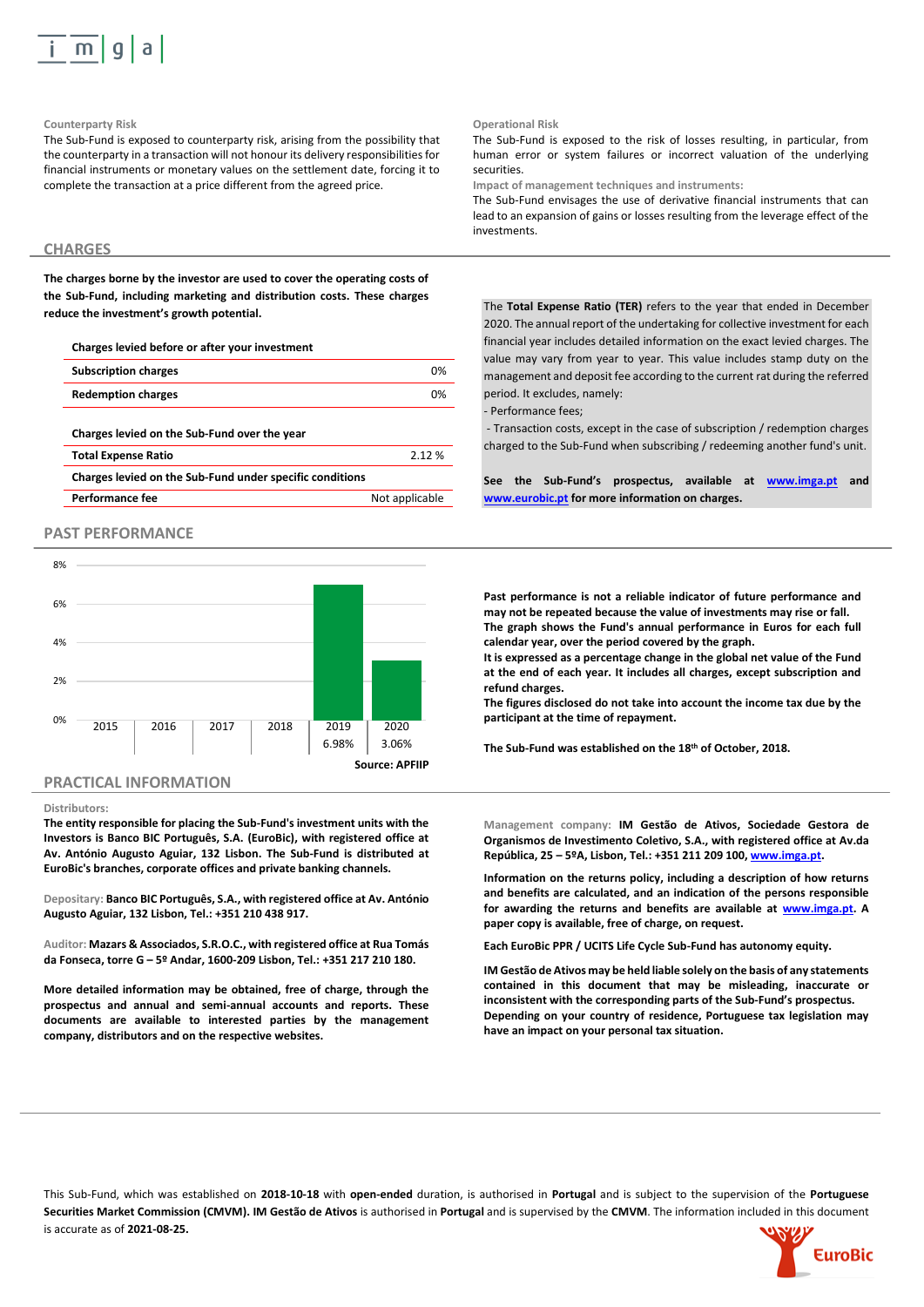### Counterparty Risk

The Sub-Fund is exposed to counterparty risk, arising from the possibility that the counterparty in a transaction will not honour its delivery responsibilities for financial instruments or monetary values on the settlement date, forcing it to complete the transaction at a price different from the agreed price.

### Operational Risk

The Sub-Fund is exposed to the risk of losses resulting, in particular, from human error or system failures or incorrect valuation of the underlying securities.

**Impact of management techniques and instruments:**

The Sub-Fund envisages the use of derivative financial instruments that can lead to an expansion of gains or losses resulting from the leverage effect of the investments.

## CHARGES

**The charges borne by the investor are used to cover the operating costs of the Sub-Fund, including marketing and distribution costs. These charges reduce the investment's growth potential.**

| | |
|---|---|
| **Charges levied before or after your investment** | |
| **Subscription charges** | 0% |
| **Redemption charges** | 0% |
| **Charges levied on the Sub-Fund over the year** | |
| **Total Expense Ratio** | 2.12 % |
| **Charges levied on the Sub-Fund under specific conditions** | |
| **Performance fee** | Not applicable |

The **Total Expense Ratio (TER)** refers to the year that ended in December 2020. The annual report of the undertaking for collective investment for each financial year includes detailed information on the exact levied charges. The value may vary from year to year. This value includes stamp duty on the management and deposit fee according to the current rat during the referred period. It excludes, namely:

- Performance fees;
- Transaction costs, except in the case of subscription / redemption charges charged to the Sub-Fund when subscribing / redeeming another fund's unit.

**See the Sub-Fund's prospectus, available at www.imga.pt and www.eurobic.pt for more information on charges.**

## PAST PERFORMANCE

8%
6%
4%
2%
0%
2015
2016
2017
2018
2019
6.98%
2020
3.06%

**Source: APFIIP**

**Past performance is not a reliable indicator of future performance and may not be repeated because the value of investments may rise or fall.**
**The graph shows the Fund's annual performance in Euros for each full calendar year, over the period covered by the graph.**
**It is expressed as a percentage change in the global net value of the Fund at the end of each year. It includes all charges, except subscription and refund charges.**
**The figures disclosed do not take into account the income tax due by the participant at the time of repayment.**

**The Sub-Fund was established on the 18th of October, 2018.**

## PRACTICAL INFORMATION

Distributors:
**The entity responsible for placing the Sub-Fund's investment units with the Investors is Banco BIC Português, S.A. (EuroBic), with registered office at Av. António Augusto Aguiar, 132 Lisbon. The Sub-Fund is distributed at EuroBic's branches, corporate offices and private banking channels.**

Depositary: **Banco BIC Português, S.A., with registered office at Av. António Augusto Aguiar, 132 Lisbon, Tel.: +351 210 438 917.**

Auditor: **Mazars & Associados, S.R.O.C., with registered office at Rua Tomás da Fonseca, torre G – 5º Andar, 1600-209 Lisbon, Tel.: +351 217 210 180.**

**More detailed information may be obtained, free of charge, through the prospectus and annual and semi-annual accounts and reports. These documents are available to interested parties by the management company, distributors and on the respective websites.**

Management company: **IM Gestão de Ativos, Sociedade Gestora de Organismos de Investimento Coletivo, S.A., with registered office at Av.da República, 25 – 5ºA, Lisbon, Tel.: +351 211 209 100, www.imga.pt.**

**Information on the returns policy, including a description of how returns and benefits are calculated, and an indication of the persons responsible for awarding the returns and benefits are available at www.imga.pt. A paper copy is available, free of charge, on request.**

**Each EuroBic PPR / UCITS Life Cycle Sub-Fund has autonomy equity.**

**IM Gestão de Ativos may be held liable solely on the basis of any statements contained in this document that may be misleading, inaccurate or inconsistent with the corresponding parts of the Sub-Fund's prospectus. Depending on your country of residence, Portuguese tax legislation may have an impact on your personal tax situation.**

This Sub-Fund, which was established on **2018-10-18** with **open-ended** duration, is authorised in **Portugal** and is subject to the supervision of the **Portuguese Securities Market Commission (CMVM). IM Gestão de Ativos** is authorised in **Portugal** and is supervised by the **CMVM**. The information included in this document is accurate as of **2021-08-25.**